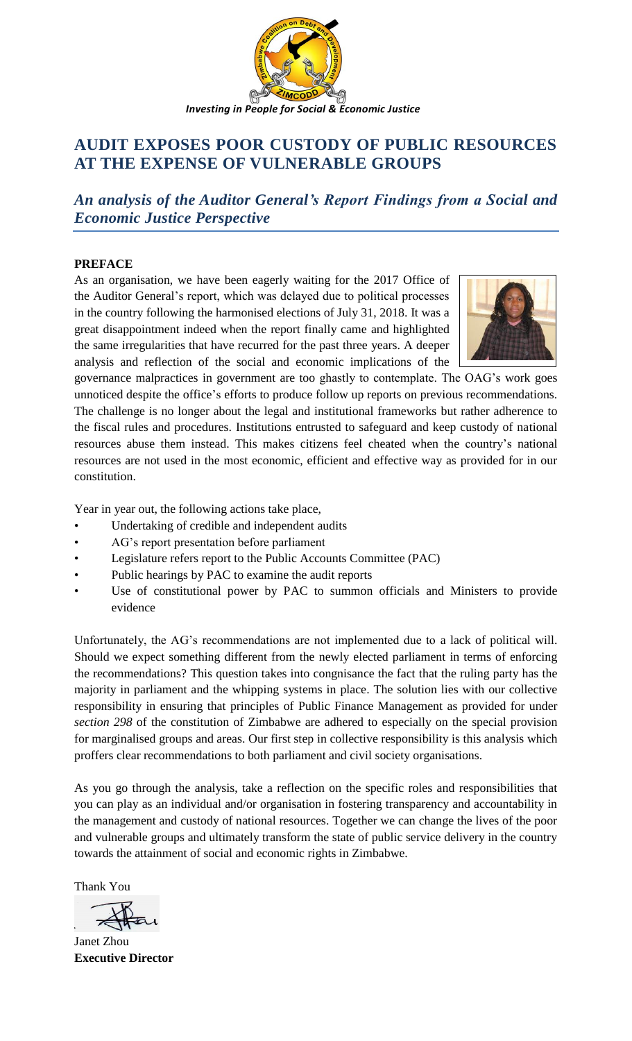*Investing in People for Social & Economic Justice*

# AUDIT EXPOSES POOR CUSTODY OF PUBLIC RESOURCES AT THE EXPENSE OF VULNERABLE GROUPS

## *An analysis of the Auditor General's Report Findings from a Social and Economic Justice Perspective*

### PREFACE

As an organisation, we have been eagerly waiting for the 2017 Office of the Auditor General's report, which was delayed due to political processes in the country following the harmonised elections of July 31, 2018. It was a great disappointment indeed when the report finally came and highlighted the same irregularities that have recurred for the past three years. A deeper analysis and reflection of the social and economic implications of the governance malpractices in government are too ghastly to contemplate. The OAG's work goes unnoticed despite the office's efforts to produce follow up reports on previous recommendations. The challenge is no longer about the legal and institutional frameworks but rather adherence to the fiscal rules and procedures. Institutions entrusted to safeguard and keep custody of national resources abuse them instead. This makes citizens feel cheated when the country's national resources are not used in the most economic, efficient and effective way as provided for in our constitution.

Year in year out, the following actions take place,

- Undertaking of credible and independent audits
- AG's report presentation before parliament
- Legislature refers report to the Public Accounts Committee (PAC)
- Public hearings by PAC to examine the audit reports
- Use of constitutional power by PAC to summon officials and Ministers to provide evidence

Unfortunately, the AG's recommendations are not implemented due to a lack of political will. Should we expect something different from the newly elected parliament in terms of enforcing the recommendations? This question takes into congnisance the fact that the ruling party has the majority in parliament and the whipping systems in place. The solution lies with our collective responsibility in ensuring that principles of Public Finance Management as provided for under *section 298* of the constitution of Zimbabwe are adhered to especially on the special provision for marginalised groups and areas. Our first step in collective responsibility is this analysis which proffers clear recommendations to both parliament and civil society organisations.

As you go through the analysis, take a reflection on the specific roles and responsibilities that you can play as an individual and/or organisation in fostering transparency and accountability in the management and custody of national resources. Together we can change the lives of the poor and vulnerable groups and ultimately transform the state of public service delivery in the country towards the attainment of social and economic rights in Zimbabwe.

Thank You

Janet Zhou
**Executive Director**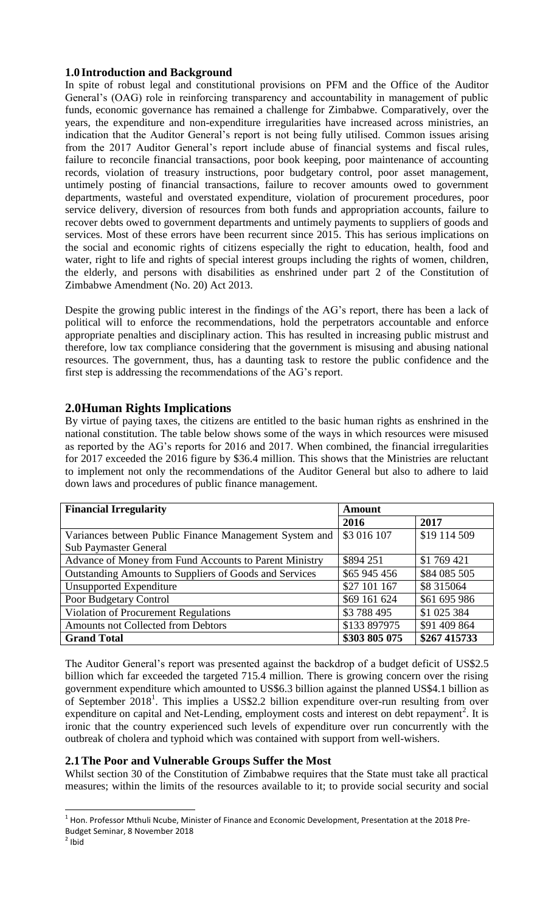## 1.0 Introduction and Background

In spite of robust legal and constitutional provisions on PFM and the Office of the Auditor General's (OAG) role in reinforcing transparency and accountability in management of public funds, economic governance has remained a challenge for Zimbabwe. Comparatively, over the years, the expenditure and non-expenditure irregularities have increased across ministries, an indication that the Auditor General's report is not being fully utilised. Common issues arising from the 2017 Auditor General's report include abuse of financial systems and fiscal rules, failure to reconcile financial transactions, poor book keeping, poor maintenance of accounting records, violation of treasury instructions, poor budgetary control, poor asset management, untimely posting of financial transactions, failure to recover amounts owed to government departments, wasteful and overstated expenditure, violation of procurement procedures, poor service delivery, diversion of resources from both funds and appropriation accounts, failure to recover debts owed to government departments and untimely payments to suppliers of goods and services. Most of these errors have been recurrent since 2015. This has serious implications on the social and economic rights of citizens especially the right to education, health, food and water, right to life and rights of special interest groups including the rights of women, children, the elderly, and persons with disabilities as enshrined under part 2 of the Constitution of Zimbabwe Amendment (No. 20) Act 2013.

Despite the growing public interest in the findings of the AG's report, there has been a lack of political will to enforce the recommendations, hold the perpetrators accountable and enforce appropriate penalties and disciplinary action. This has resulted in increasing public mistrust and therefore, low tax compliance considering that the government is misusing and abusing national resources. The government, thus, has a daunting task to restore the public confidence and the first step is addressing the recommendations of the AG's report.

## 2.0 Human Rights Implications

By virtue of paying taxes, the citizens are entitled to the basic human rights as enshrined in the national constitution. The table below shows some of the ways in which resources were misused as reported by the AG's reports for 2016 and 2017. When combined, the financial irregularities for 2017 exceeded the 2016 figure by $36.4 million. This shows that the Ministries are reluctant to implement not only the recommendations of the Auditor General but also to adhere to laid down laws and procedures of public finance management.

| **Financial Irregularity** | **Amount** | |
|---|---|---|
| | **2016** | **2017** |
| Variances between Public Finance Management System and Sub Paymaster General | \$3 016 107 | \$19 114 509 |
| Advance of Money from Fund Accounts to Parent Ministry | \$894 251 | \$1 769 421 |
| Outstanding Amounts to Suppliers of Goods and Services | \$65 945 456 | \$84 085 505 |
| Unsupported Expenditure | \$27 101 167 | \$8 315064 |
| Poor Budgetary Control | \$69 161 624 | \$61 695 986 |
| Violation of Procurement Regulations | \$3 788 495 | \$1 025 384 |
| Amounts not Collected from Debtors | \$133 897975 | \$91 409 864 |
| **Grand Total** | **\$303 805 075** | **\$267 415733** |

The Auditor General's report was presented against the backdrop of a budget deficit of US\$2.5 billion which far exceeded the targeted 715.4 million. There is growing concern over the rising government expenditure which amounted to US\$6.3 billion against the planned US\$4.1 billion as of September 2018[1]. This implies a US\$2.2 billion expenditure over-run resulting from over expenditure on capital and Net-Lending, employment costs and interest on debt repayment[2]. It is ironic that the country experienced such levels of expenditure over run concurrently with the outbreak of cholera and typhoid which was contained with support from well-wishers.

### 2.1 The Poor and Vulnerable Groups Suffer the Most

Whilst section 30 of the Constitution of Zimbabwe requires that the State must take all practical measures; within the limits of the resources available to it; to provide social security and social

---

[1] Hon. Professor Mthuli Ncube, Minister of Finance and Economic Development, Presentation at the 2018 Pre-Budget Seminar, 8 November 2018

[2] Ibid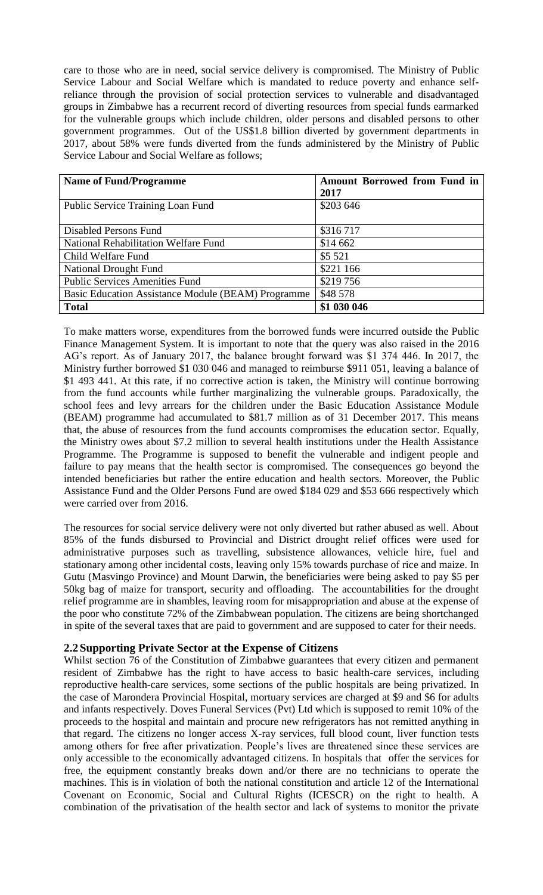care to those who are in need, social service delivery is compromised. The Ministry of Public Service Labour and Social Welfare which is mandated to reduce poverty and enhance self-reliance through the provision of social protection services to vulnerable and disadvantaged groups in Zimbabwe has a recurrent record of diverting resources from special funds earmarked for the vulnerable groups which include children, older persons and disabled persons to other government programmes. Out of the US$1.8 billion diverted by government departments in 2017, about 58% were funds diverted from the funds administered by the Ministry of Public Service Labour and Social Welfare as follows;

| **Name of Fund/Programme** | **Amount Borrowed from Fund in 2017** |
|---|---|
| Public Service Training Loan Fund | $203 646 |
| Disabled Persons Fund | $316 717 |
| National Rehabilitation Welfare Fund | $14 662 |
| Child Welfare Fund | $5 521 |
| National Drought Fund | $221 166 |
| Public Services Amenities Fund | $219 756 |
| Basic Education Assistance Module (BEAM) Programme | $48 578 |
| **Total** | **$1 030 046** |

To make matters worse, expenditures from the borrowed funds were incurred outside the Public Finance Management System. It is important to note that the query was also raised in the 2016 AG's report. As of January 2017, the balance brought forward was $1 374 446. In 2017, the Ministry further borrowed $1 030 046 and managed to reimburse $911 051, leaving a balance of $1 493 441. At this rate, if no corrective action is taken, the Ministry will continue borrowing from the fund accounts while further marginalizing the vulnerable groups. Paradoxically, the school fees and levy arrears for the children under the Basic Education Assistance Module (BEAM) programme had accumulated to $81.7 million as of 31 December 2017. This means that, the abuse of resources from the fund accounts compromises the education sector. Equally, the Ministry owes about $7.2 million to several health institutions under the Health Assistance Programme. The Programme is supposed to benefit the vulnerable and indigent people and failure to pay means that the health sector is compromised. The consequences go beyond the intended beneficiaries but rather the entire education and health sectors. Moreover, the Public Assistance Fund and the Older Persons Fund are owed $184 029 and $53 666 respectively which were carried over from 2016.

The resources for social service delivery were not only diverted but rather abused as well. About 85% of the funds disbursed to Provincial and District drought relief offices were used for administrative purposes such as travelling, subsistence allowances, vehicle hire, fuel and stationary among other incidental costs, leaving only 15% towards purchase of rice and maize. In Gutu (Masvingo Province) and Mount Darwin, the beneficiaries were being asked to pay $5 per 50kg bag of maize for transport, security and offloading. The accountabilities for the drought relief programme are in shambles, leaving room for misappropriation and abuse at the expense of the poor who constitute 72% of the Zimbabwean population. The citizens are being shortchanged in spite of the several taxes that are paid to government and are supposed to cater for their needs.

### 2.2 Supporting Private Sector at the Expense of Citizens

Whilst section 76 of the Constitution of Zimbabwe guarantees that every citizen and permanent resident of Zimbabwe has the right to have access to basic health-care services, including reproductive health-care services, some sections of the public hospitals are being privatized. In the case of Marondera Provincial Hospital, mortuary services are charged at $9 and $6 for adults and infants respectively. Doves Funeral Services (Pvt) Ltd which is supposed to remit 10% of the proceeds to the hospital and maintain and procure new refrigerators has not remitted anything in that regard. The citizens no longer access X-ray services, full blood count, liver function tests among others for free after privatization. People's lives are threatened since these services are only accessible to the economically advantaged citizens. In hospitals that offer the services for free, the equipment constantly breaks down and/or there are no technicians to operate the machines. This is in violation of both the national constitution and article 12 of the International Covenant on Economic, Social and Cultural Rights (ICESCR) on the right to health. A combination of the privatisation of the health sector and lack of systems to monitor the private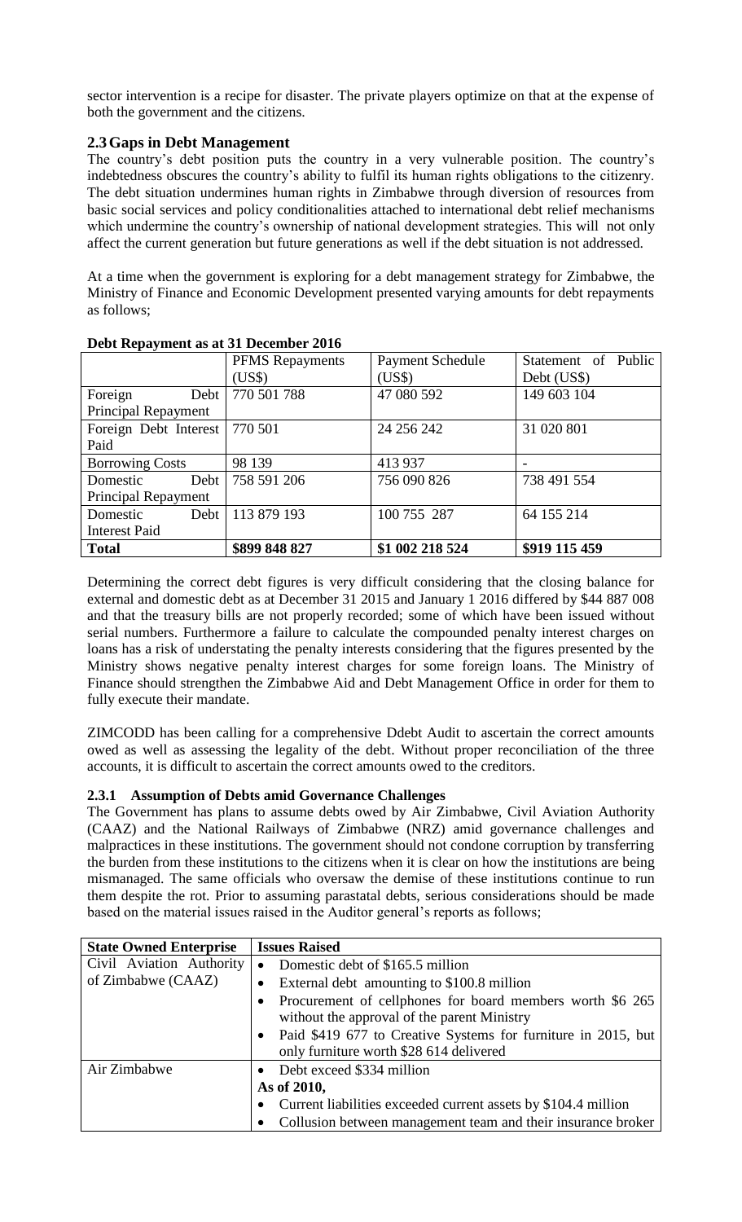sector intervention is a recipe for disaster. The private players optimize on that at the expense of both the government and the citizens.

## 2.3 Gaps in Debt Management

The country's debt position puts the country in a very vulnerable position. The country's indebtedness obscures the country's ability to fulfil its human rights obligations to the citizenry. The debt situation undermines human rights in Zimbabwe through diversion of resources from basic social services and policy conditionalities attached to international debt relief mechanisms which undermine the country's ownership of national development strategies. This will not only affect the current generation but future generations as well if the debt situation is not addressed.

At a time when the government is exploring for a debt management strategy for Zimbabwe, the Ministry of Finance and Economic Development presented varying amounts for debt repayments as follows;

**Debt Repayment as at 31 December 2016**

| | PFMS Repayments (US$) | Payment Schedule (US$) | Statement of Public Debt (US$) |
|---|---|---|---|
| Foreign Debt Principal Repayment | 770 501 788 | 47 080 592 | 149 603 104 |
| Foreign Debt Interest Paid | 770 501 | 24 256 242 | 31 020 801 |
| Borrowing Costs | 98 139 | 413 937 | - |
| Domestic Debt Principal Repayment | 758 591 206 | 756 090 826 | 738 491 554 |
| Domestic Debt Interest Paid | 113 879 193 | 100 755 287 | 64 155 214 |
| **Total** | **\$899 848 827** | **\$1 002 218 524** | **\$919 115 459** |

Determining the correct debt figures is very difficult considering that the closing balance for external and domestic debt as at December 31 2015 and January 1 2016 differed by \$44 887 008 and that the treasury bills are not properly recorded; some of which have been issued without serial numbers. Furthermore a failure to calculate the compounded penalty interest charges on loans has a risk of understating the penalty interests considering that the figures presented by the Ministry shows negative penalty interest charges for some foreign loans. The Ministry of Finance should strengthen the Zimbabwe Aid and Debt Management Office in order for them to fully execute their mandate.

ZIMCODD has been calling for a comprehensive Ddebt Audit to ascertain the correct amounts owed as well as assessing the legality of the debt. Without proper reconciliation of the three accounts, it is difficult to ascertain the correct amounts owed to the creditors.

### 2.3.1 Assumption of Debts amid Governance Challenges

The Government has plans to assume debts owed by Air Zimbabwe, Civil Aviation Authority (CAAZ) and the National Railways of Zimbabwe (NRZ) amid governance challenges and malpractices in these institutions. The government should not condone corruption by transferring the burden from these institutions to the citizens when it is clear on how the institutions are being mismanaged. The same officials who oversaw the demise of these institutions continue to run them despite the rot. Prior to assuming parastatal debts, serious considerations should be made based on the material issues raised in the Auditor general's reports as follows;

| State Owned Enterprise | Issues Raised |
|---|---|
| Civil Aviation Authority of Zimbabwe (CAAZ) | • Domestic debt of \$165.5 million<br>• External debt amounting to \$100.8 million<br>• Procurement of cellphones for board members worth \$6 265 without the approval of the parent Ministry<br>• Paid \$419 677 to Creative Systems for furniture in 2015, but only furniture worth \$28 614 delivered |
| Air Zimbabwe | • Debt exceed \$334 million<br>**As of 2010,**<br>• Current liabilities exceeded current assets by \$104.4 million<br>• Collusion between management team and their insurance broker |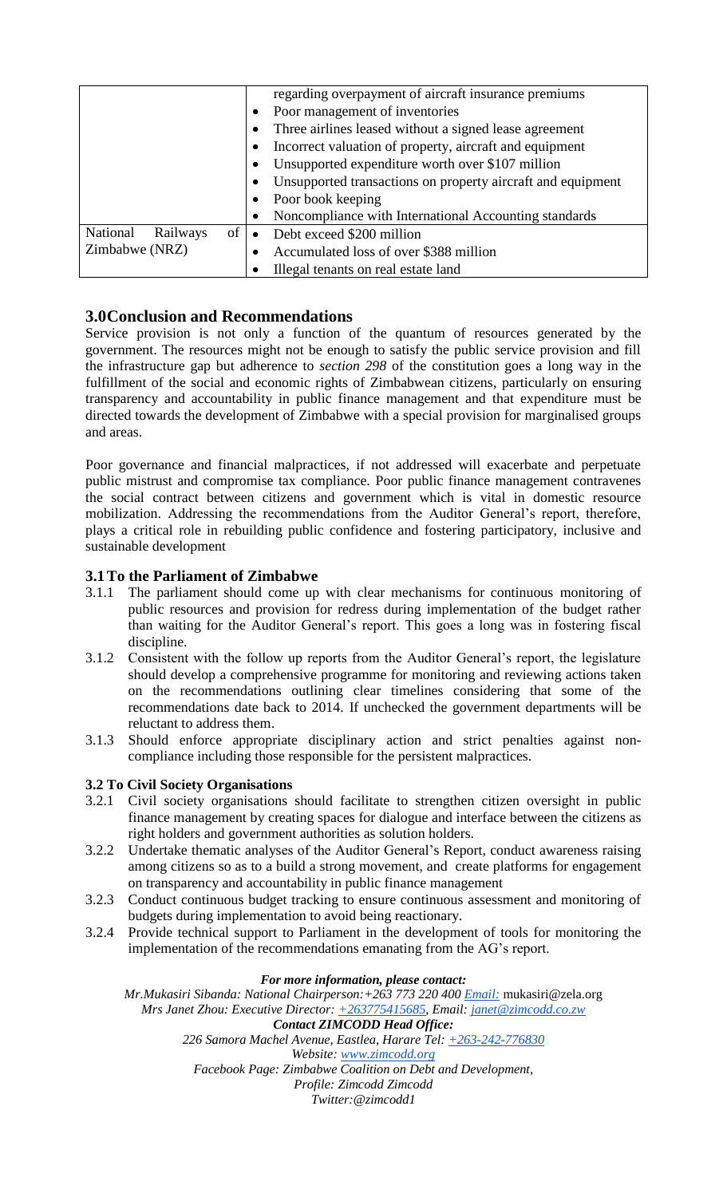| | |
|---|---|
| | regarding overpayment of aircraft insurance premiums<br>• Poor management of inventories<br>• Three airlines leased without a signed lease agreement<br>• Incorrect valuation of property, aircraft and equipment<br>• Unsupported expenditure worth over $107 million<br>• Unsupported transactions on property aircraft and equipment<br>• Poor book keeping<br>• Noncompliance with International Accounting standards |
| National Railways of Zimbabwe (NRZ) | • Debt exceed $200 million<br>• Accumulated loss of over $388 million<br>• Illegal tenants on real estate land |

## 3.0Conclusion and Recommendations

Service provision is not only a function of the quantum of resources generated by the government. The resources might not be enough to satisfy the public service provision and fill the infrastructure gap but adherence to *section 298* of the constitution goes a long way in the fulfillment of the social and economic rights of Zimbabwean citizens, particularly on ensuring transparency and accountability in public finance management and that expenditure must be directed towards the development of Zimbabwe with a special provision for marginalised groups and areas.

Poor governance and financial malpractices, if not addressed will exacerbate and perpetuate public mistrust and compromise tax compliance. Poor public finance management contravenes the social contract between citizens and government which is vital in domestic resource mobilization. Addressing the recommendations from the Auditor General's report, therefore, plays a critical role in rebuilding public confidence and fostering participatory, inclusive and sustainable development

### 3.1 To the Parliament of Zimbabwe

3.1.1 The parliament should come up with clear mechanisms for continuous monitoring of public resources and provision for redress during implementation of the budget rather than waiting for the Auditor General's report. This goes a long was in fostering fiscal discipline.

3.1.2 Consistent with the follow up reports from the Auditor General's report, the legislature should develop a comprehensive programme for monitoring and reviewing actions taken on the recommendations outlining clear timelines considering that some of the recommendations date back to 2014. If unchecked the government departments will be reluctant to address them.

3.1.3 Should enforce appropriate disciplinary action and strict penalties against non-compliance including those responsible for the persistent malpractices.

### 3.2 To Civil Society Organisations

3.2.1 Civil society organisations should facilitate to strengthen citizen oversight in public finance management by creating spaces for dialogue and interface between the citizens as right holders and government authorities as solution holders.

3.2.2 Undertake thematic analyses of the Auditor General's Report, conduct awareness raising among citizens so as to a build a strong movement, and create platforms for engagement on transparency and accountability in public finance management

3.2.3 Conduct continuous budget tracking to ensure continuous assessment and monitoring of budgets during implementation to avoid being reactionary.

3.2.4 Provide technical support to Parliament in the development of tools for monitoring the implementation of the recommendations emanating from the AG's report.

***For more information, please contact:***

*Mr.Mukasiri Sibanda: National Chairperson:+263 773 220 400 Email:* mukasiri@zela.org
*Mrs Janet Zhou: Executive Director: +263775415685, Email: janet@zimcodd.co.zw*
***Contact ZIMCODD Head Office:***
*226 Samora Machel Avenue, Eastlea, Harare Tel: +263-242-776830*
*Website: www.zimcodd.org*
*Facebook Page: Zimbabwe Coalition on Debt and Development,*
*Profile: Zimcodd Zimcodd*
*Twitter:@zimcodd1*